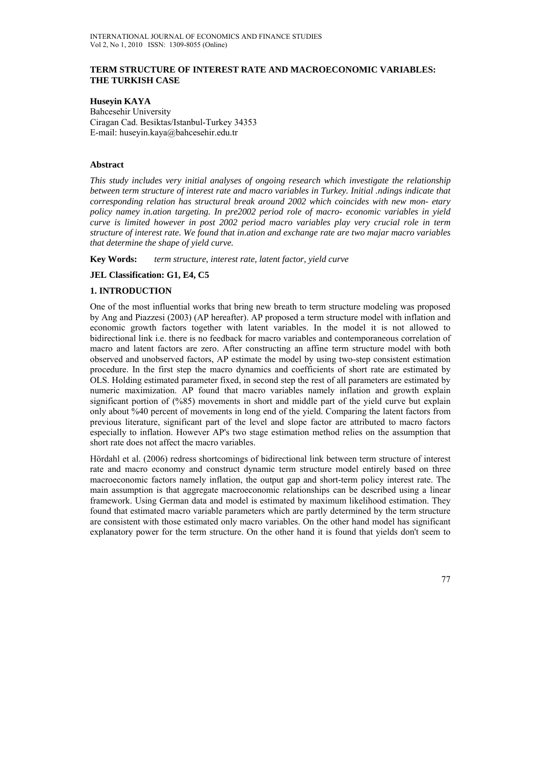# TERM STRUCTURE OF INTEREST RATE AND MACROECONOMIC VARIABLES: THE TURKISH CASE

**Huseyin KAYA**
Bahcesehir University
Ciragan Cad. Besiktas/Istanbul-Turkey 34353
E-mail: huseyin.kaya@bahcesehir.edu.tr

### Abstract

*This study includes very initial analyses of ongoing research which investigate the relationship between term structure of interest rate and macro variables in Turkey. Initial .ndings indicate that corresponding relation has structural break around 2002 which coincides with new mon- etary policy namey in.ation targeting. In pre2002 period role of macro- economic variables in yield curve is limited however in post 2002 period macro variables play very crucial role in term structure of interest rate. We found that in.ation and exchange rate are two majar macro variables that determine the shape of yield curve.*

**Key Words:** *term structure, interest rate, latent factor, yield curve*

**JEL Classification: G1, E4, C5**

## 1. INTRODUCTION

One of the most influential works that bring new breath to term structure modeling was proposed by Ang and Piazzesi (2003) (AP hereafter). AP proposed a term structure model with inflation and economic growth factors together with latent variables. In the model it is not allowed to bidirectional link i.e. there is no feedback for macro variables and contemporaneous correlation of macro and latent factors are zero. After constructing an affine term structure model with both observed and unobserved factors, AP estimate the model by using two-step consistent estimation procedure. In the first step the macro dynamics and coefficients of short rate are estimated by OLS. Holding estimated parameter fixed, in second step the rest of all parameters are estimated by numeric maximization. AP found that macro variables namely inflation and growth explain significant portion of (%85) movements in short and middle part of the yield curve but explain only about %40 percent of movements in long end of the yield. Comparing the latent factors from previous literature, significant part of the level and slope factor are attributed to macro factors especially to inflation. However AP's two stage estimation method relies on the assumption that short rate does not affect the macro variables.

Hördahl et al. (2006) redress shortcomings of bidirectional link between term structure of interest rate and macro economy and construct dynamic term structure model entirely based on three macroeconomic factors namely inflation, the output gap and short-term policy interest rate. The main assumption is that aggregate macroeconomic relationships can be described using a linear framework. Using German data and model is estimated by maximum likelihood estimation. They found that estimated macro variable parameters which are partly determined by the term structure are consistent with those estimated only macro variables. On the other hand model has significant explanatory power for the term structure. On the other hand it is found that yields don't seem to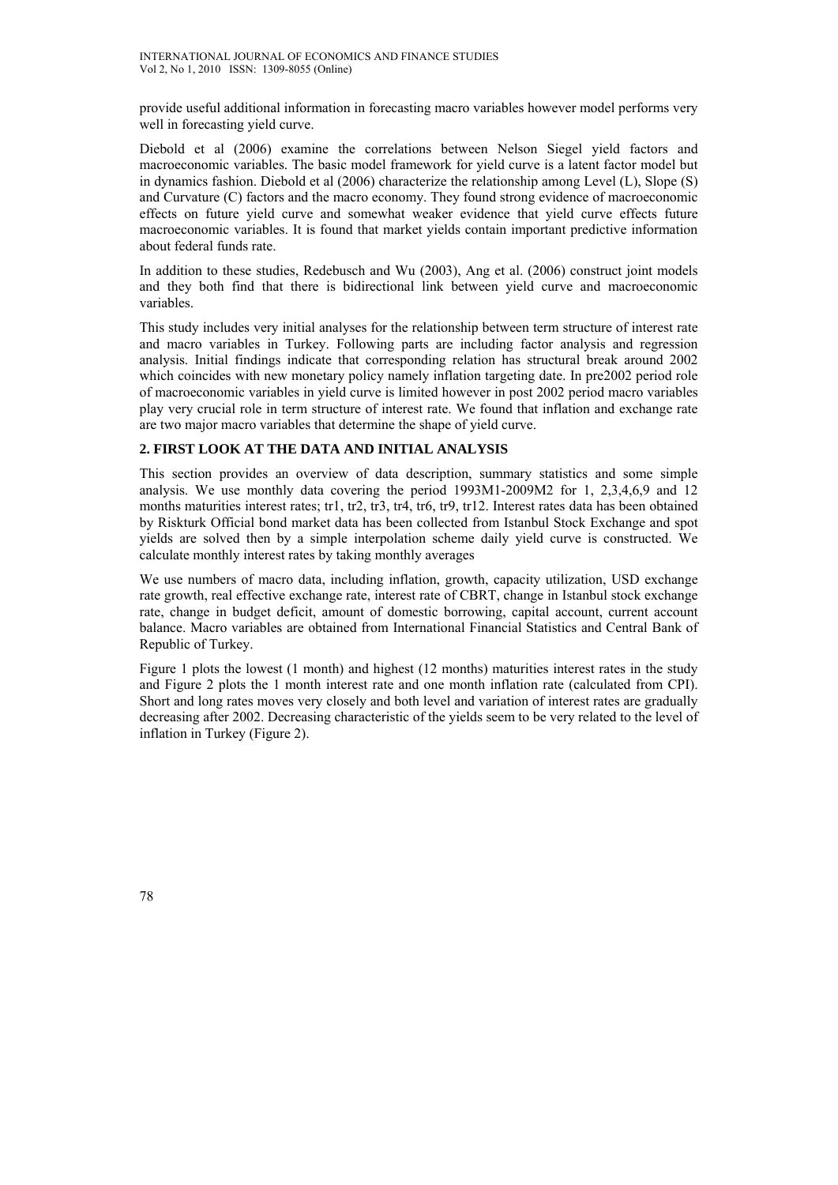provide useful additional information in forecasting macro variables however model performs very well in forecasting yield curve.

Diebold et al (2006) examine the correlations between Nelson Siegel yield factors and macroeconomic variables. The basic model framework for yield curve is a latent factor model but in dynamics fashion. Diebold et al (2006) characterize the relationship among Level (L), Slope (S) and Curvature (C) factors and the macro economy. They found strong evidence of macroeconomic effects on future yield curve and somewhat weaker evidence that yield curve effects future macroeconomic variables. It is found that market yields contain important predictive information about federal funds rate.

In addition to these studies, Redebusch and Wu (2003), Ang et al. (2006) construct joint models and they both find that there is bidirectional link between yield curve and macroeconomic variables.

This study includes very initial analyses for the relationship between term structure of interest rate and macro variables in Turkey. Following parts are including factor analysis and regression analysis. Initial findings indicate that corresponding relation has structural break around 2002 which coincides with new monetary policy namely inflation targeting date. In pre2002 period role of macroeconomic variables in yield curve is limited however in post 2002 period macro variables play very crucial role in term structure of interest rate. We found that inflation and exchange rate are two major macro variables that determine the shape of yield curve.

## 2. FIRST LOOK AT THE DATA AND INITIAL ANALYSIS

This section provides an overview of data description, summary statistics and some simple analysis. We use monthly data covering the period 1993M1-2009M2 for 1, 2,3,4,6,9 and 12 months maturities interest rates; tr1, tr2, tr3, tr4, tr6, tr9, tr12. Interest rates data has been obtained by Riskturk Official bond market data has been collected from Istanbul Stock Exchange and spot yields are solved then by a simple interpolation scheme daily yield curve is constructed. We calculate monthly interest rates by taking monthly averages

We use numbers of macro data, including inflation, growth, capacity utilization, USD exchange rate growth, real effective exchange rate, interest rate of CBRT, change in Istanbul stock exchange rate, change in budget deficit, amount of domestic borrowing, capital account, current account balance. Macro variables are obtained from International Financial Statistics and Central Bank of Republic of Turkey.

Figure 1 plots the lowest (1 month) and highest (12 months) maturities interest rates in the study and Figure 2 plots the 1 month interest rate and one month inflation rate (calculated from CPI). Short and long rates moves very closely and both level and variation of interest rates are gradually decreasing after 2002. Decreasing characteristic of the yields seem to be very related to the level of inflation in Turkey (Figure 2).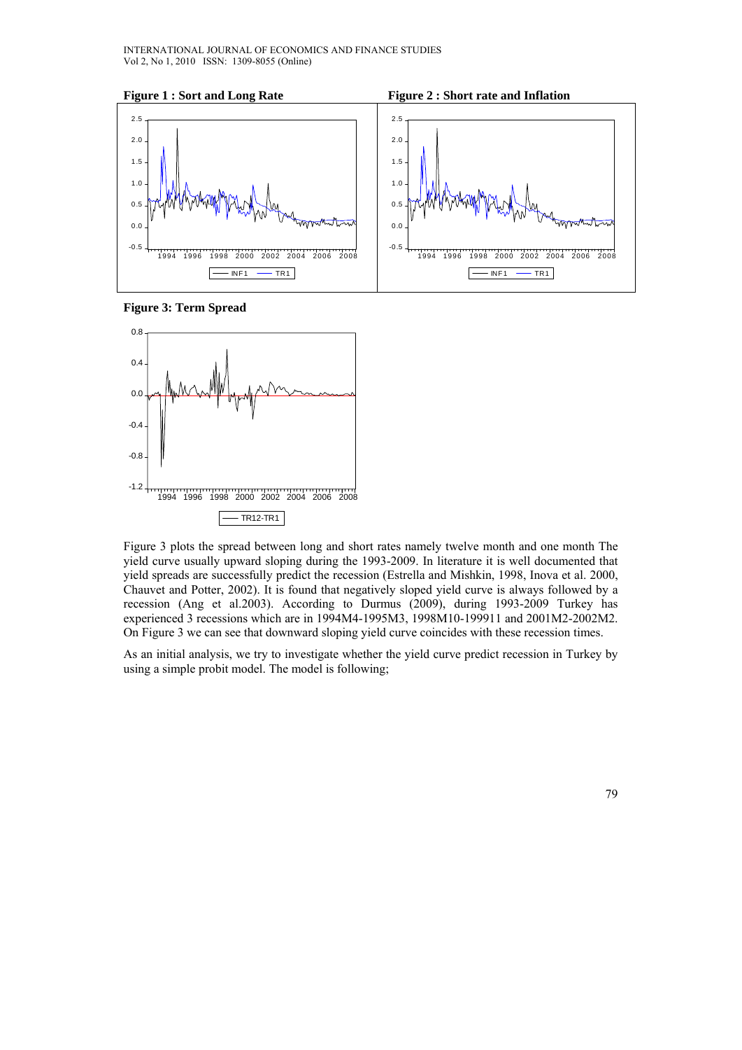**Figure 1 : Sort and Long Rate**

**Figure 2 : Short rate and Inflation**

**Figure 3: Term Spread**

Figure 3 plots the spread between long and short rates namely twelve month and one month The yield curve usually upward sloping during the 1993-2009. In literature it is well documented that yield spreads are successfully predict the recession (Estrella and Mishkin, 1998, Inova et al. 2000, Chauvet and Potter, 2002). It is found that negatively sloped yield curve is always followed by a recession (Ang et al.2003). According to Durmus (2009), during 1993-2009 Turkey has experienced 3 recessions which are in 1994M4-1995M3, 1998M10-199911 and 2001M2-2002M2. On Figure 3 we can see that downward sloping yield curve coincides with these recession times.

As an initial analysis, we try to investigate whether the yield curve predict recession in Turkey by using a simple probit model. The model is following;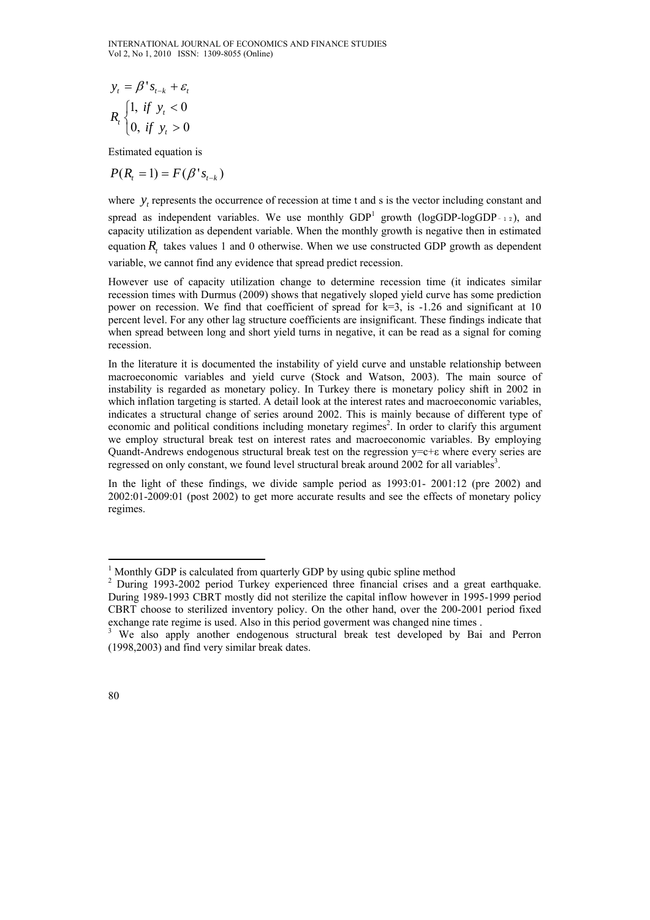$$y_t = \beta' s_{t-k} + \varepsilon_t$$

$$R_t \begin{cases} 1, \ if \ y_t < 0 \\ 0, \ if \ y_t > 0 \end{cases}$$

Estimated equation is

$$P(R_t = 1) = F(\beta' s_{t-k})$$

where $y_t$ represents the occurrence of recession at time t and s is the vector including constant and spread as independent variables. We use monthly GDP[1] growth (logGDP-logGDP$_{-12}$), and capacity utilization as dependent variable. When the monthly growth is negative then in estimated equation $R_t$ takes values 1 and 0 otherwise. When we use constructed GDP growth as dependent variable, we cannot find any evidence that spread predict recession.

However use of capacity utilization change to determine recession time (it indicates similar recession times with Durmus (2009) shows that negatively sloped yield curve has some prediction power on recession. We find that coefficient of spread for k=3, is -1.26 and significant at 10 percent level. For any other lag structure coefficients are insignificant. These findings indicate that when spread between long and short yield turns in negative, it can be read as a signal for coming recession.

In the literature it is documented the instability of yield curve and unstable relationship between macroeconomic variables and yield curve (Stock and Watson, 2003). The main source of instability is regarded as monetary policy. In Turkey there is monetary policy shift in 2002 in which inflation targeting is started. A detail look at the interest rates and macroeconomic variables, indicates a structural change of series around 2002. This is mainly because of different type of economic and political conditions including monetary regimes[2]. In order to clarify this argument we employ structural break test on interest rates and macroeconomic variables. By employing Quandt-Andrews endogenous structural break test on the regression y=c+ε where every series are regressed on only constant, we found level structural break around 2002 for all variables[3].

In the light of these findings, we divide sample period as 1993:01- 2001:12 (pre 2002) and 2002:01-2009:01 (post 2002) to get more accurate results and see the effects of monetary policy regimes.

---

[1] Monthly GDP is calculated from quarterly GDP by using qubic spline method

[2] During 1993-2002 period Turkey experienced three financial crises and a great earthquake. During 1989-1993 CBRT mostly did not sterilize the capital inflow however in 1995-1999 period CBRT choose to sterilized inventory policy. On the other hand, over the 200-2001 period fixed exchange rate regime is used. Also in this period goverment was changed nine times .

[3] We also apply another endogenous structural break test developed by Bai and Perron (1998,2003) and find very similar break dates.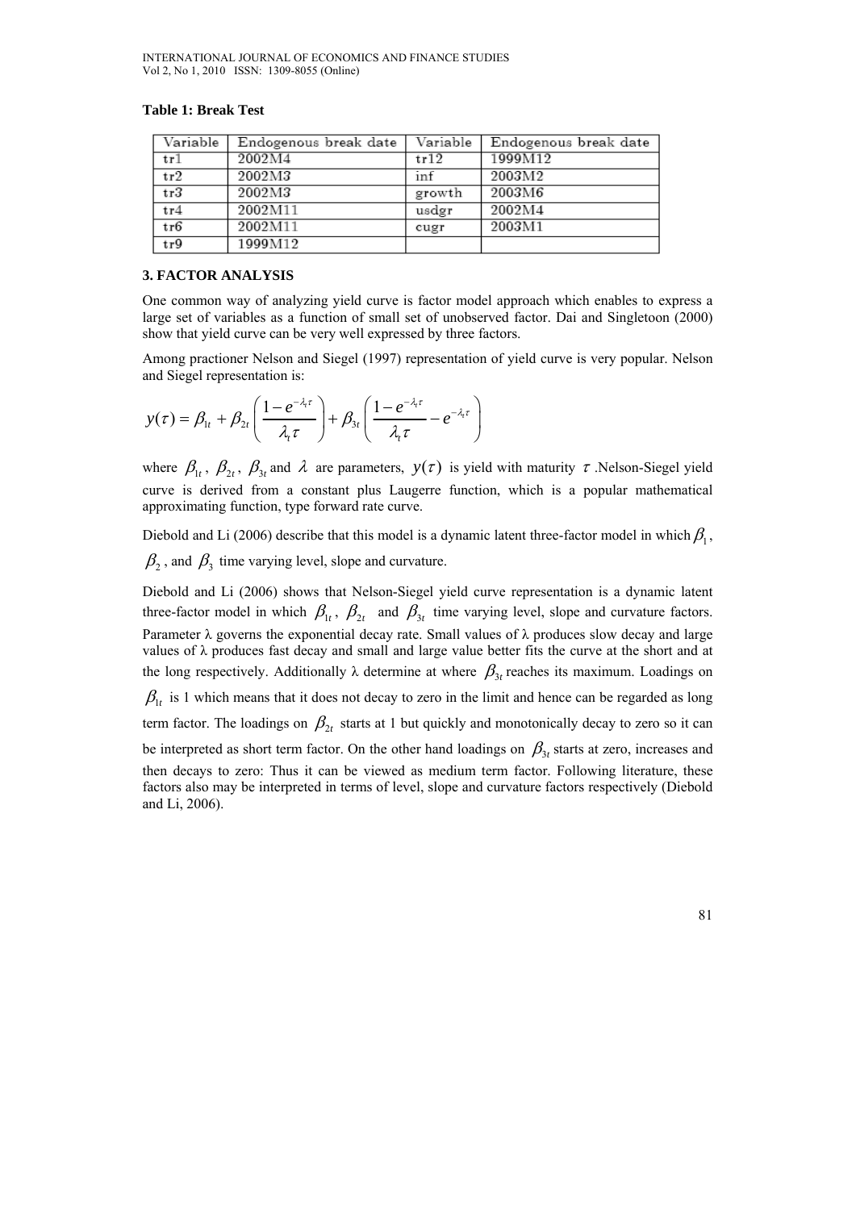**Table 1: Break Test**

| Variable | Endogenous break date | Variable | Endogenous break date |
|---|---|---|---|
| tr1 | 2002M4 | tr12 | 1999M12 |
| tr2 | 2002M3 | inf | 2003M2 |
| tr3 | 2002M3 | growth | 2003M6 |
| tr4 | 2002M11 | usdgr | 2002M4 |
| tr6 | 2002M11 | cugr | 2003M1 |
| tr9 | 1999M12 | | |

## 3. FACTOR ANALYSIS

One common way of analyzing yield curve is factor model approach which enables to express a large set of variables as a function of small set of unobserved factor. Dai and Singletoon (2000) show that yield curve can be very well expressed by three factors.

Among practioner Nelson and Siegel (1997) representation of yield curve is very popular. Nelson and Siegel representation is:

$$y(\tau) = \beta_{1t} + \beta_{2t}\left(\frac{1-e^{-\lambda_t \tau}}{\lambda_t \tau}\right) + \beta_{3t}\left(\frac{1-e^{-\lambda_t \tau}}{\lambda_t \tau} - e^{-\lambda_t \tau}\right)$$

where $\beta_{1t}$, $\beta_{2t}$, $\beta_{3t}$ and $\lambda$ are parameters, $y(\tau)$ is yield with maturity $\tau$ .Nelson-Siegel yield curve is derived from a constant plus Laugerre function, which is a popular mathematical approximating function, type forward rate curve.

Diebold and Li (2006) describe that this model is a dynamic latent three-factor model in which $\beta_1$, $\beta_2$, and $\beta_3$ time varying level, slope and curvature.

Diebold and Li (2006) shows that Nelson-Siegel yield curve representation is a dynamic latent three-factor model in which $\beta_{1t}$, $\beta_{2t}$ and $\beta_{3t}$ time varying level, slope and curvature factors. Parameter $\lambda$ governs the exponential decay rate. Small values of $\lambda$ produces slow decay and large values of $\lambda$ produces fast decay and small and large value better fits the curve at the short and at the long respectively. Additionally $\lambda$ determine at where $\beta_{3t}$ reaches its maximum. Loadings on $\beta_{1t}$ is 1 which means that it does not decay to zero in the limit and hence can be regarded as long term factor. The loadings on $\beta_{2t}$ starts at 1 but quickly and monotonically decay to zero so it can be interpreted as short term factor. On the other hand loadings on $\beta_{3t}$ starts at zero, increases and then decays to zero: Thus it can be viewed as medium term factor. Following literature, these factors also may be interpreted in terms of level, slope and curvature factors respectively (Diebold and Li, 2006).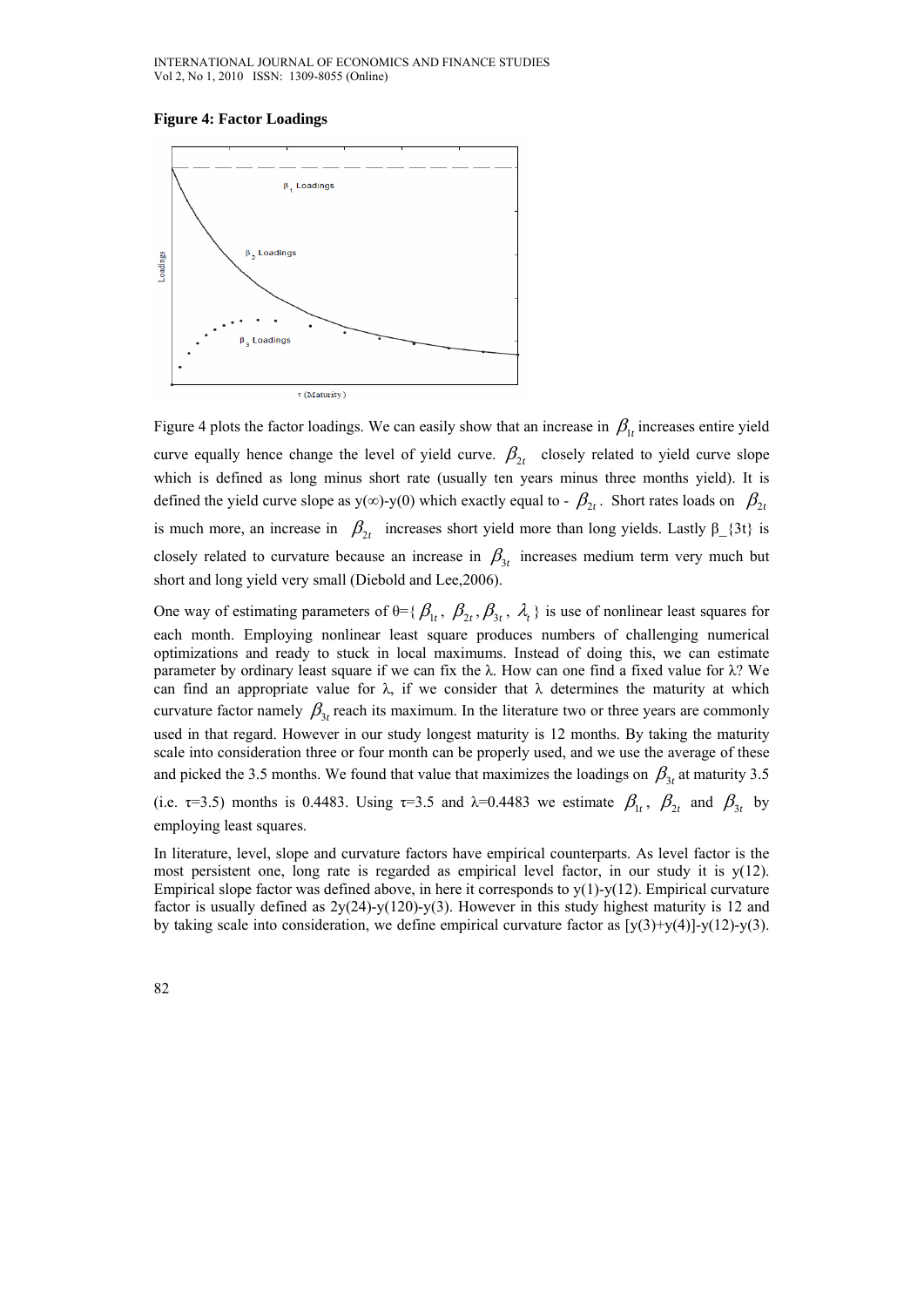**Figure 4: Factor Loadings**

Figure 4 plots the factor loadings. We can easily show that an increase in $\beta_{1t}$ increases entire yield curve equally hence change the level of yield curve. $\beta_{2t}$ closely related to yield curve slope which is defined as long minus short rate (usually ten years minus three months yield). It is defined the yield curve slope as y(∞)-y(0) which exactly equal to - $\beta_{2t}$. Short rates loads on $\beta_{2t}$ is much more, an increase in $\beta_{2t}$ increases short yield more than long yields. Lastly β_{3t} is closely related to curvature because an increase in $\beta_{3t}$ increases medium term very much but short and long yield very small (Diebold and Lee,2006).

One way of estimating parameters of θ={ $\beta_{1t}$, $\beta_{2t}$, $\beta_{3t}$, $\lambda_t$ } is use of nonlinear least squares for each month. Employing nonlinear least square produces numbers of challenging numerical optimizations and ready to stuck in local maximums. Instead of doing this, we can estimate parameter by ordinary least square if we can fix the λ. How can one find a fixed value for λ? We can find an appropriate value for λ, if we consider that λ determines the maturity at which curvature factor namely $\beta_{3t}$ reach its maximum. In the literature two or three years are commonly used in that regard. However in our study longest maturity is 12 months. By taking the maturity scale into consideration three or four month can be properly used, and we use the average of these and picked the 3.5 months. We found that value that maximizes the loadings on $\beta_{3t}$ at maturity 3.5 (i.e. τ=3.5) months is 0.4483. Using τ=3.5 and λ=0.4483 we estimate $\beta_{1t}$, $\beta_{2t}$ and $\beta_{3t}$ by employing least squares.

In literature, level, slope and curvature factors have empirical counterparts. As level factor is the most persistent one, long rate is regarded as empirical level factor, in our study it is y(12). Empirical slope factor was defined above, in here it corresponds to y(1)-y(12). Empirical curvature factor is usually defined as 2y(24)-y(120)-y(3). However in this study highest maturity is 12 and by taking scale into consideration, we define empirical curvature factor as [y(3)+y(4)]-y(12)-y(3).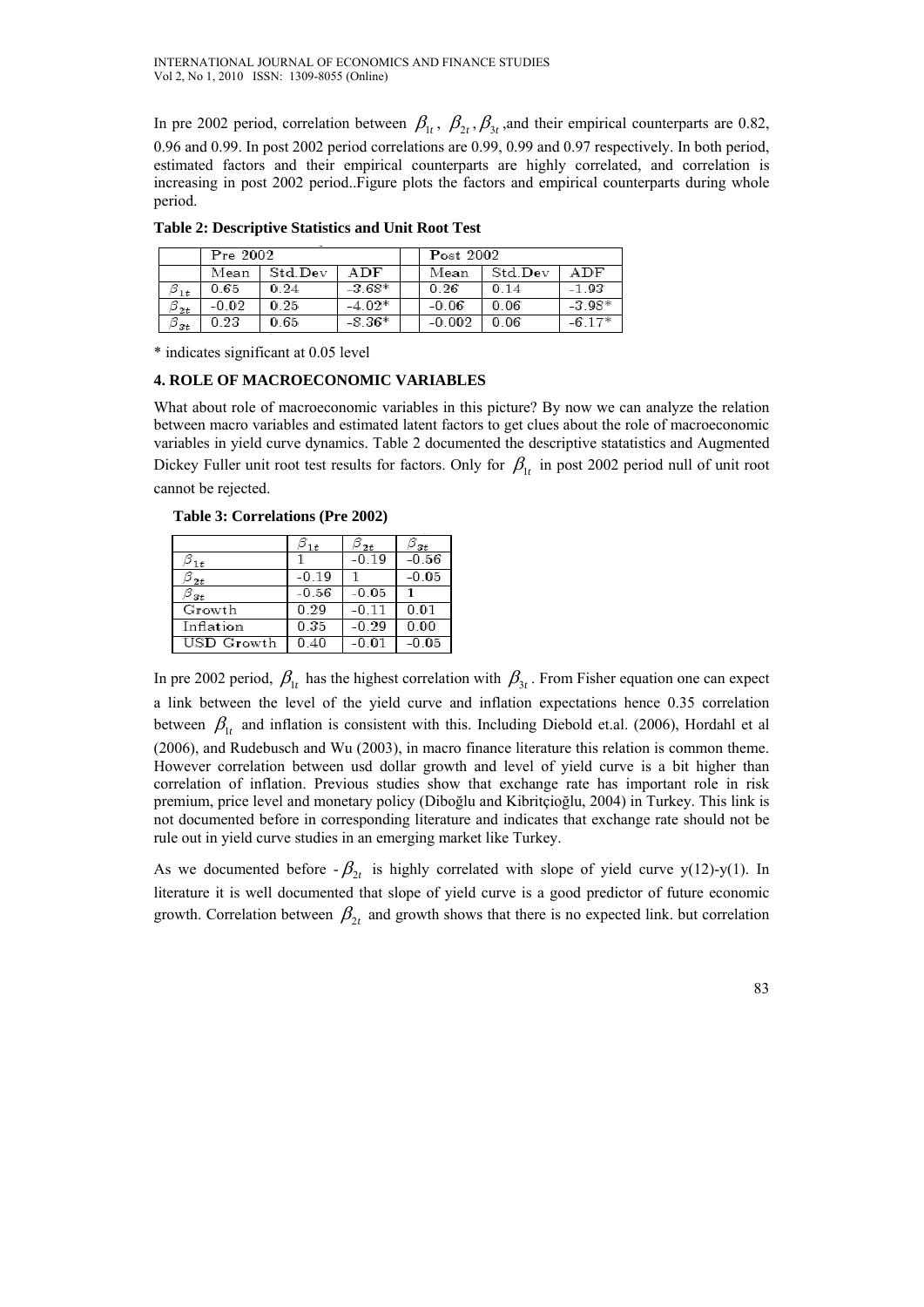In pre 2002 period, correlation between $\beta_{1t}$, $\beta_{2t}$, $\beta_{3t}$ ,and their empirical counterparts are 0.82, 0.96 and 0.99. In post 2002 period correlations are 0.99, 0.99 and 0.97 respectively. In both period, estimated factors and their empirical counterparts are highly correlated, and correlation is increasing in post 2002 period..Figure plots the factors and empirical counterparts during whole period.

**Table 2: Descriptive Statistics and Unit Root Test**

| | Pre 2002 | | | | Post 2002 | | |
|---|---|---|---|---|---|---|---|
| | Mean | Std.Dev | ADF | | Mean | Std.Dev | ADF |
| $\beta_{1t}$ | 0.65 | 0.24 | -3.68* | | 0.26 | 0.14 | -1.93 |
| $\beta_{2t}$ | -0.02 | 0.25 | -4.02* | | -0.06 | 0.06 | -3.98* |
| $\beta_{3t}$ | 0.23 | 0.65 | -8.36* | | -0.002 | 0.06 | -6.17* |

* indicates significant at 0.05 level

## 4. ROLE OF MACROECONOMIC VARIABLES

What about role of macroeconomic variables in this picture? By now we can analyze the relation between macro variables and estimated latent factors to get clues about the role of macroeconomic variables in yield curve dynamics. Table 2 documented the descriptive statatistics and Augmented Dickey Fuller unit root test results for factors. Only for $\beta_{1t}$ in post 2002 period null of unit root cannot be rejected.

**Table 3: Correlations (Pre 2002)**

| | $\beta_{1t}$ | $\beta_{2t}$ | $\beta_{3t}$ |
|---|---|---|---|
| $\beta_{1t}$ | 1 | -0.19 | -0.56 |
| $\beta_{2t}$ | -0.19 | 1 | -0.05 |
| $\beta_{3t}$ | -0.56 | -0.05 | 1 |
| Growth | 0.29 | -0.11 | 0.01 |
| Inflation | 0.35 | -0.29 | 0.00 |
| USD Growth | 0.40 | -0.01 | -0.05 |

In pre 2002 period, $\beta_{1t}$ has the highest correlation with $\beta_{3t}$. From Fisher equation one can expect a link between the level of the yield curve and inflation expectations hence 0.35 correlation between $\beta_{1t}$ and inflation is consistent with this. Including Diebold et.al. (2006), Hordahl et al (2006), and Rudebusch and Wu (2003), in macro finance literature this relation is common theme. However correlation between usd dollar growth and level of yield curve is a bit higher than correlation of inflation. Previous studies show that exchange rate has important role in risk premium, price level and monetary policy (Diboğlu and Kibritçioğlu, 2004) in Turkey. This link is not documented before in corresponding literature and indicates that exchange rate should not be rule out in yield curve studies in an emerging market like Turkey.

As we documented before $-\beta_{2t}$ is highly correlated with slope of yield curve y(12)-y(1). In literature it is well documented that slope of yield curve is a good predictor of future economic growth. Correlation between $\beta_{2t}$ and growth shows that there is no expected link. but correlation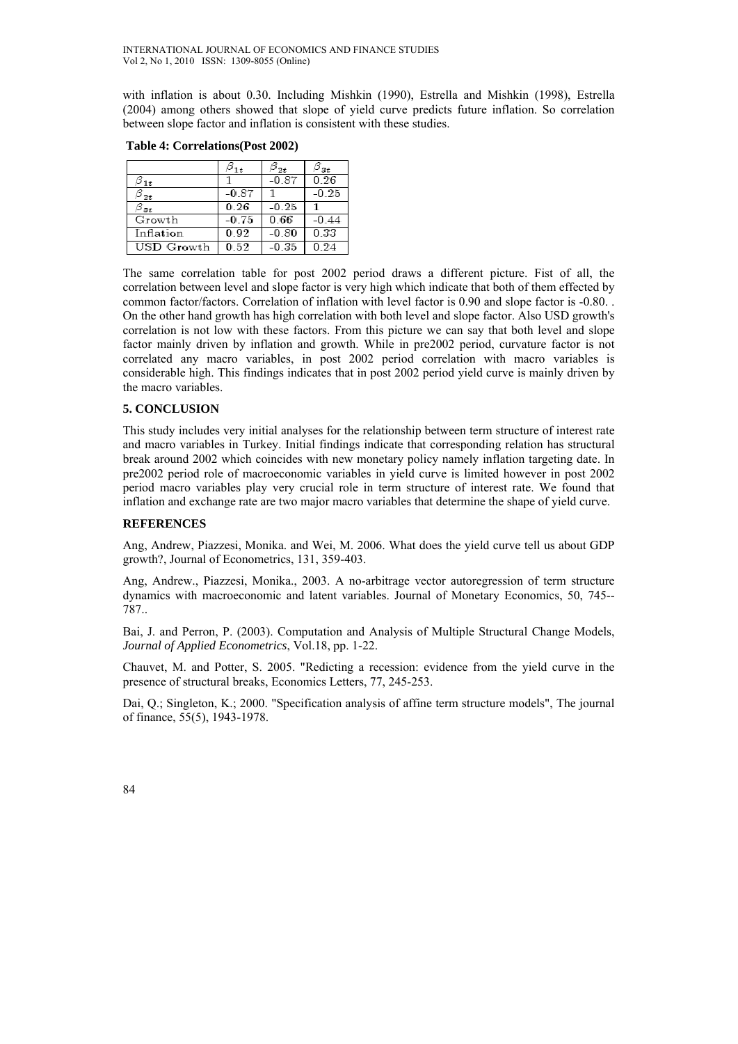with inflation is about 0.30. Including Mishkin (1990), Estrella and Mishkin (1998), Estrella (2004) among others showed that slope of yield curve predicts future inflation. So correlation between slope factor and inflation is consistent with these studies.

**Table 4: Correlations(Post 2002)**

| | $\beta_{1t}$ | $\beta_{2t}$ | $\beta_{3t}$ |
|---|---|---|---|
| $\beta_{1t}$ | 1 | -0.87 | 0.26 |
| $\beta_{2t}$ | -0.87 | 1 | -0.25 |
| $\beta_{3t}$ | 0.26 | -0.25 | 1 |
| Growth | -0.75 | 0.66 | -0.44 |
| Inflation | 0.92 | -0.80 | 0.33 |
| USD Growth | 0.52 | -0.35 | 0.24 |

The same correlation table for post 2002 period draws a different picture. Fist of all, the correlation between level and slope factor is very high which indicate that both of them effected by common factor/factors. Correlation of inflation with level factor is 0.90 and slope factor is -0.80. . On the other hand growth has high correlation with both level and slope factor. Also USD growth's correlation is not low with these factors. From this picture we can say that both level and slope factor mainly driven by inflation and growth. While in pre2002 period, curvature factor is not correlated any macro variables, in post 2002 period correlation with macro variables is considerable high. This findings indicates that in post 2002 period yield curve is mainly driven by the macro variables.

## 5. CONCLUSION

This study includes very initial analyses for the relationship between term structure of interest rate and macro variables in Turkey. Initial findings indicate that corresponding relation has structural break around 2002 which coincides with new monetary policy namely inflation targeting date. In pre2002 period role of macroeconomic variables in yield curve is limited however in post 2002 period macro variables play very crucial role in term structure of interest rate. We found that inflation and exchange rate are two major macro variables that determine the shape of yield curve.

## REFERENCES

Ang, Andrew, Piazzesi, Monika. and Wei, M. 2006. What does the yield curve tell us about GDP growth?, Journal of Econometrics, 131, 359-403.

Ang, Andrew., Piazzesi, Monika., 2003. A no-arbitrage vector autoregression of term structure dynamics with macroeconomic and latent variables. Journal of Monetary Economics, 50, 745--787..

Bai, J. and Perron, P. (2003). Computation and Analysis of Multiple Structural Change Models, *Journal of Applied Econometrics*, Vol.18, pp. 1-22.

Chauvet, M. and Potter, S. 2005. "Redicting a recession: evidence from the yield curve in the presence of structural breaks, Economics Letters, 77, 245-253.

Dai, Q.; Singleton, K.; 2000. "Specification analysis of affine term structure models", The journal of finance, 55(5), 1943-1978.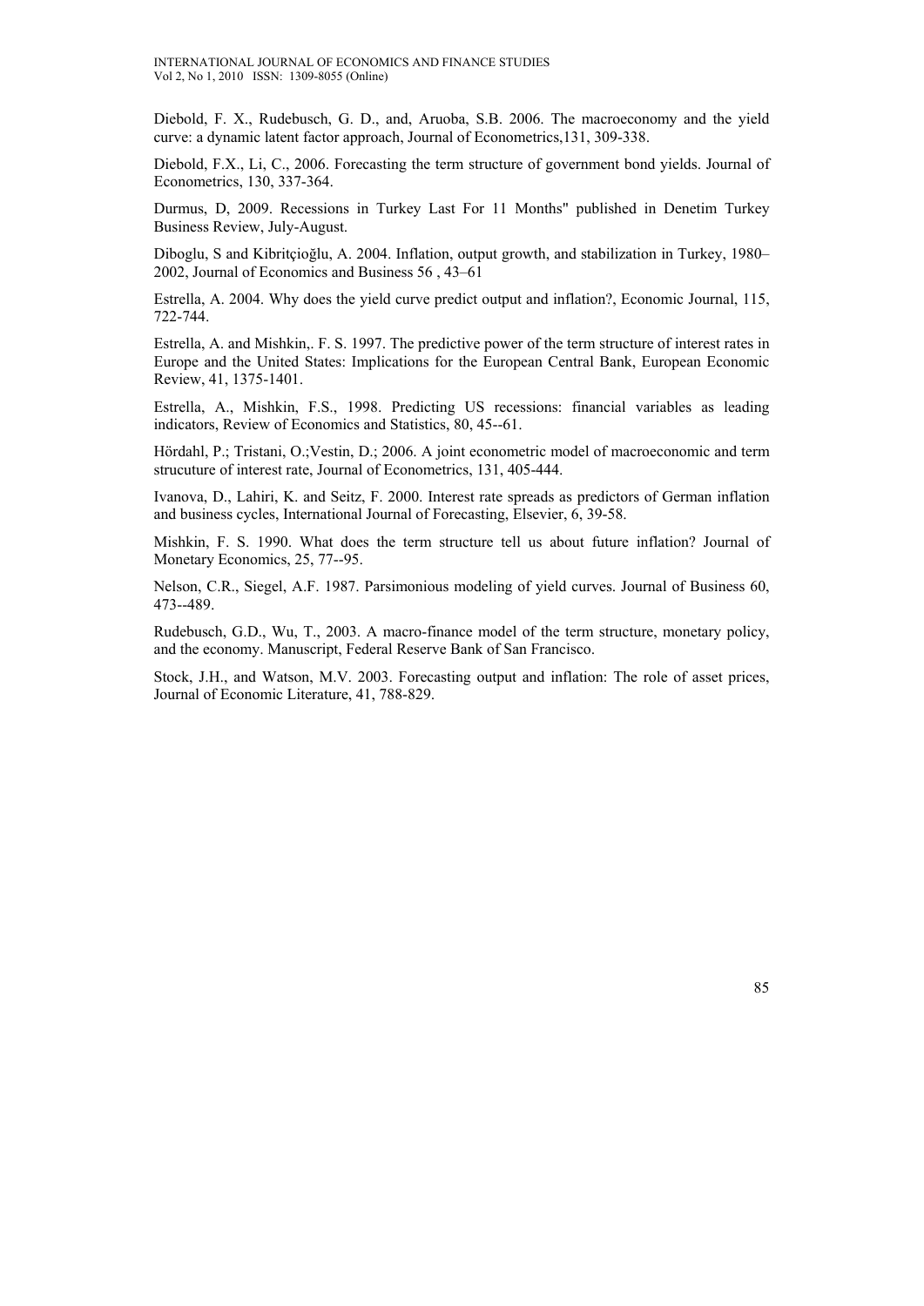Diebold, F. X., Rudebusch, G. D., and, Aruoba, S.B. 2006. The macroeconomy and the yield curve: a dynamic latent factor approach, Journal of Econometrics,131, 309-338.

Diebold, F.X., Li, C., 2006. Forecasting the term structure of government bond yields. Journal of Econometrics, 130, 337-364.

Durmus, D, 2009. Recessions in Turkey Last For 11 Months" published in Denetim Turkey Business Review, July-August.

Diboglu, S and Kibritçioğlu, A. 2004. Inflation, output growth, and stabilization in Turkey, 1980–2002, Journal of Economics and Business 56 , 43–61

Estrella, A. 2004. Why does the yield curve predict output and inflation?, Economic Journal, 115, 722-744.

Estrella, A. and Mishkin,. F. S. 1997. The predictive power of the term structure of interest rates in Europe and the United States: Implications for the European Central Bank, European Economic Review, 41, 1375-1401.

Estrella, A., Mishkin, F.S., 1998. Predicting US recessions: financial variables as leading indicators, Review of Economics and Statistics, 80, 45--61.

Hördahl, P.; Tristani, O.;Vestin, D.; 2006. A joint econometric model of macroeconomic and term strucuture of interest rate, Journal of Econometrics, 131, 405-444.

Ivanova, D., Lahiri, K. and Seitz, F. 2000. Interest rate spreads as predictors of German inflation and business cycles, International Journal of Forecasting, Elsevier, 6, 39-58.

Mishkin, F. S. 1990. What does the term structure tell us about future inflation? Journal of Monetary Economics, 25, 77--95.

Nelson, C.R., Siegel, A.F. 1987. Parsimonious modeling of yield curves. Journal of Business 60, 473--489.

Rudebusch, G.D., Wu, T., 2003. A macro-finance model of the term structure, monetary policy, and the economy. Manuscript, Federal Reserve Bank of San Francisco.

Stock, J.H., and Watson, M.V. 2003. Forecasting output and inflation: The role of asset prices, Journal of Economic Literature, 41, 788-829.